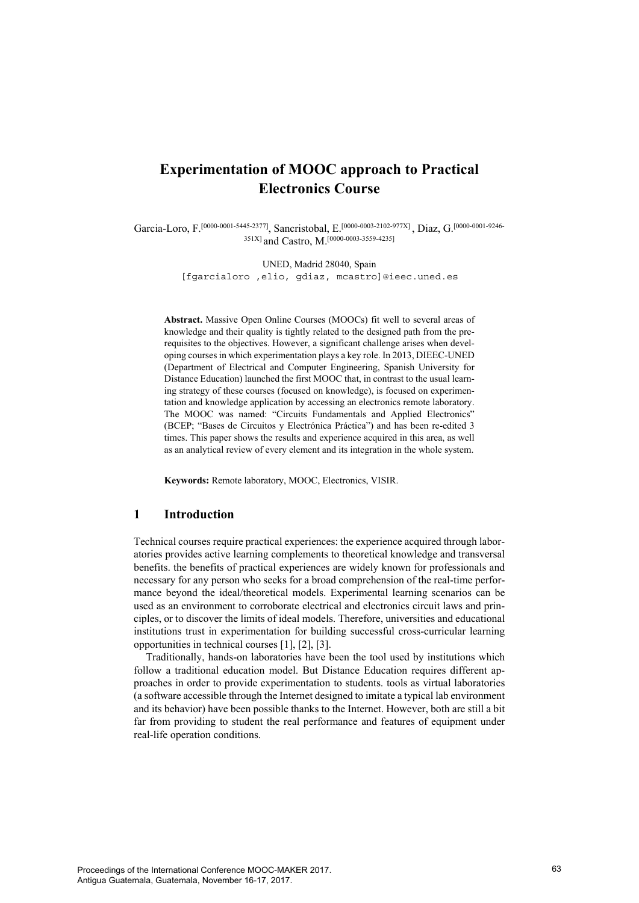# Experimentation of MOOC approach to Practical Electronics Course

Garcia-Loro, F.[0000-0001-5445-2377], Sancristobal, E.[0000-0003-2102-977X], Diaz, G.[0000-0001-9246-351X] and Castro, M.[0000-0003-3559-4235]

UNED, Madrid 28040, Spain
[fgarcialoro ,elio, gdiaz, mcastro]@ieec.uned.es

**Abstract.** Massive Open Online Courses (MOOCs) fit well to several areas of knowledge and their quality is tightly related to the designed path from the pre-requisites to the objectives. However, a significant challenge arises when developing courses in which experimentation plays a key role. In 2013, DIEEC-UNED (Department of Electrical and Computer Engineering, Spanish University for Distance Education) launched the first MOOC that, in contrast to the usual learning strategy of these courses (focused on knowledge), is focused on experimentation and knowledge application by accessing an electronics remote laboratory. The MOOC was named: "Circuits Fundamentals and Applied Electronics" (BCEP; "Bases de Circuitos y Electrónica Práctica") and has been re-edited 3 times. This paper shows the results and experience acquired in this area, as well as an analytical review of every element and its integration in the whole system.

**Keywords:** Remote laboratory, MOOC, Electronics, VISIR.

## 1 Introduction

Technical courses require practical experiences: the experience acquired through laboratories provides active learning complements to theoretical knowledge and transversal benefits. the benefits of practical experiences are widely known for professionals and necessary for any person who seeks for a broad comprehension of the real-time performance beyond the ideal/theoretical models. Experimental learning scenarios can be used as an environment to corroborate electrical and electronics circuit laws and principles, or to discover the limits of ideal models. Therefore, universities and educational institutions trust in experimentation for building successful cross-curricular learning opportunities in technical courses [1], [2], [3].

Traditionally, hands-on laboratories have been the tool used by institutions which follow a traditional education model. But Distance Education requires different approaches in order to provide experimentation to students. tools as virtual laboratories (a software accessible through the Internet designed to imitate a typical lab environment and its behavior) have been possible thanks to the Internet. However, both are still a bit far from providing to student the real performance and features of equipment under real-life operation conditions.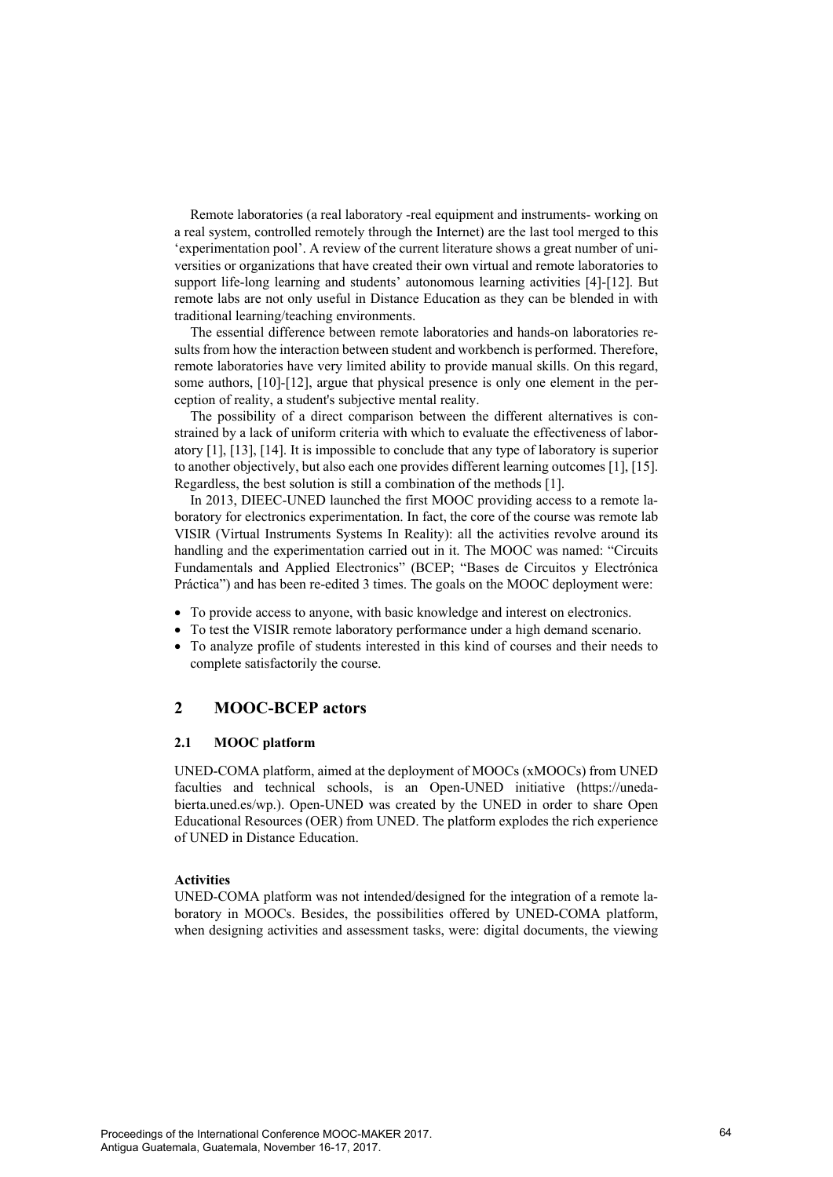Remote laboratories (a real laboratory -real equipment and instruments- working on a real system, controlled remotely through the Internet) are the last tool merged to this 'experimentation pool'. A review of the current literature shows a great number of universities or organizations that have created their own virtual and remote laboratories to support life-long learning and students' autonomous learning activities [4]-[12]. But remote labs are not only useful in Distance Education as they can be blended in with traditional learning/teaching environments.

The essential difference between remote laboratories and hands-on laboratories results from how the interaction between student and workbench is performed. Therefore, remote laboratories have very limited ability to provide manual skills. On this regard, some authors, [10]-[12], argue that physical presence is only one element in the perception of reality, a student's subjective mental reality.

The possibility of a direct comparison between the different alternatives is constrained by a lack of uniform criteria with which to evaluate the effectiveness of laboratory [1], [13], [14]. It is impossible to conclude that any type of laboratory is superior to another objectively, but also each one provides different learning outcomes [1], [15]. Regardless, the best solution is still a combination of the methods [1].

In 2013, DIEEC-UNED launched the first MOOC providing access to a remote laboratory for electronics experimentation. In fact, the core of the course was remote lab VISIR (Virtual Instruments Systems In Reality): all the activities revolve around its handling and the experimentation carried out in it. The MOOC was named: "Circuits Fundamentals and Applied Electronics" (BCEP; "Bases de Circuitos y Electrónica Práctica") and has been re-edited 3 times. The goals on the MOOC deployment were:

- To provide access to anyone, with basic knowledge and interest on electronics.
- To test the VISIR remote laboratory performance under a high demand scenario.
- To analyze profile of students interested in this kind of courses and their needs to complete satisfactorily the course.

## 2 MOOC-BCEP actors

### 2.1 MOOC platform

UNED-COMA platform, aimed at the deployment of MOOCs (xMOOCs) from UNED faculties and technical schools, is an Open-UNED initiative (https://unedabierta.uned.es/wp.). Open-UNED was created by the UNED in order to share Open Educational Resources (OER) from UNED. The platform explodes the rich experience of UNED in Distance Education.

**Activities**

UNED-COMA platform was not intended/designed for the integration of a remote laboratory in MOOCs. Besides, the possibilities offered by UNED-COMA platform, when designing activities and assessment tasks, were: digital documents, the viewing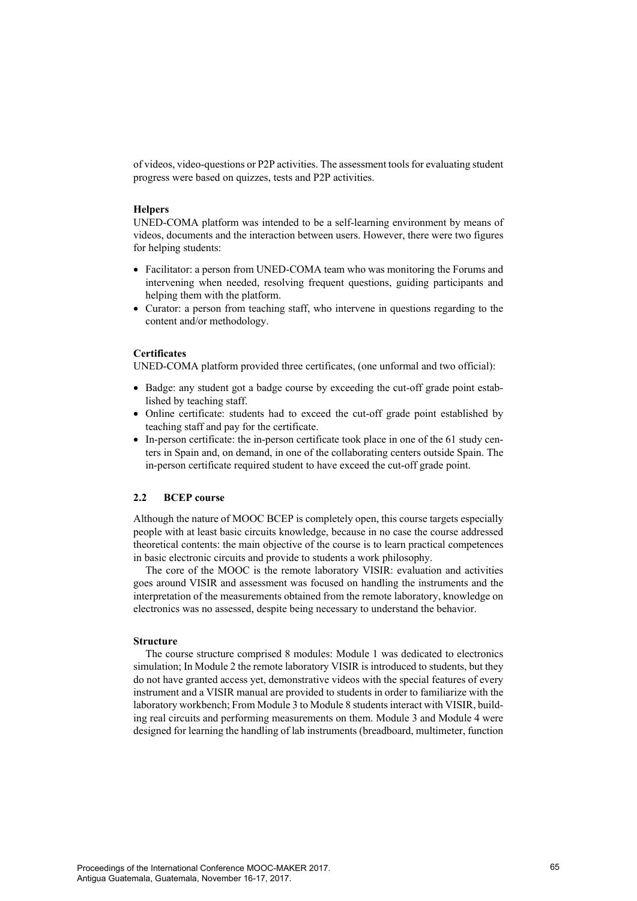of videos, video-questions or P2P activities. The assessment tools for evaluating student progress were based on quizzes, tests and P2P activities.

**Helpers**

UNED-COMA platform was intended to be a self-learning environment by means of videos, documents and the interaction between users. However, there were two figures for helping students:

- Facilitator: a person from UNED-COMA team who was monitoring the Forums and intervening when needed, resolving frequent questions, guiding participants and helping them with the platform.
- Curator: a person from teaching staff, who intervene in questions regarding to the content and/or methodology.

**Certificates**

UNED-COMA platform provided three certificates, (one unformal and two official):

- Badge: any student got a badge course by exceeding the cut-off grade point established by teaching staff.
- Online certificate: students had to exceed the cut-off grade point established by teaching staff and pay for the certificate.
- In-person certificate: the in-person certificate took place in one of the 61 study centers in Spain and, on demand, in one of the collaborating centers outside Spain. The in-person certificate required student to have exceed the cut-off grade point.

### 2.2 BCEP course

Although the nature of MOOC BCEP is completely open, this course targets especially people with at least basic circuits knowledge, because in no case the course addressed theoretical contents: the main objective of the course is to learn practical competences in basic electronic circuits and provide to students a work philosophy.

The core of the MOOC is the remote laboratory VISIR: evaluation and activities goes around VISIR and assessment was focused on handling the instruments and the interpretation of the measurements obtained from the remote laboratory, knowledge on electronics was no assessed, despite being necessary to understand the behavior.

**Structure**

The course structure comprised 8 modules: Module 1 was dedicated to electronics simulation; In Module 2 the remote laboratory VISIR is introduced to students, but they do not have granted access yet, demonstrative videos with the special features of every instrument and a VISIR manual are provided to students in order to familiarize with the laboratory workbench; From Module 3 to Module 8 students interact with VISIR, building real circuits and performing measurements on them. Module 3 and Module 4 were designed for learning the handling of lab instruments (breadboard, multimeter, function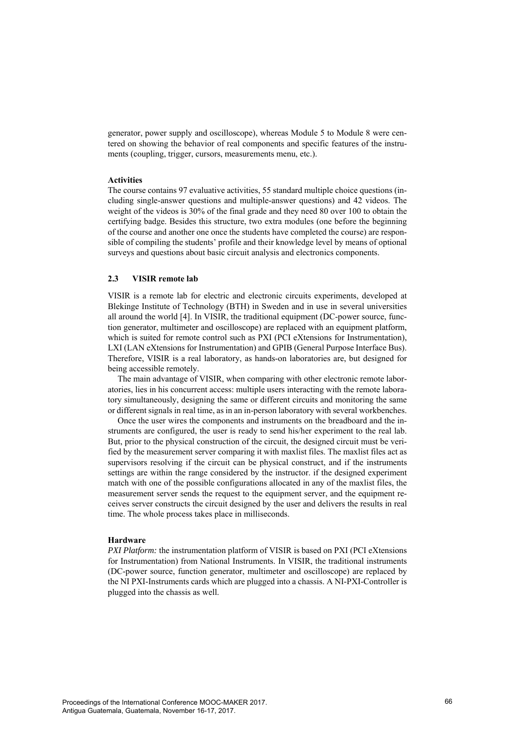generator, power supply and oscilloscope), whereas Module 5 to Module 8 were centered on showing the behavior of real components and specific features of the instruments (coupling, trigger, cursors, measurements menu, etc.).

**Activities**

The course contains 97 evaluative activities, 55 standard multiple choice questions (including single-answer questions and multiple-answer questions) and 42 videos. The weight of the videos is 30% of the final grade and they need 80 over 100 to obtain the certifying badge. Besides this structure, two extra modules (one before the beginning of the course and another one once the students have completed the course) are responsible of compiling the students' profile and their knowledge level by means of optional surveys and questions about basic circuit analysis and electronics components.

### 2.3 VISIR remote lab

VISIR is a remote lab for electric and electronic circuits experiments, developed at Blekinge Institute of Technology (BTH) in Sweden and in use in several universities all around the world [4]. In VISIR, the traditional equipment (DC-power source, function generator, multimeter and oscilloscope) are replaced with an equipment platform, which is suited for remote control such as PXI (PCI eXtensions for Instrumentation), LXI (LAN eXtensions for Instrumentation) and GPIB (General Purpose Interface Bus). Therefore, VISIR is a real laboratory, as hands-on laboratories are, but designed for being accessible remotely.

The main advantage of VISIR, when comparing with other electronic remote laboratories, lies in his concurrent access: multiple users interacting with the remote laboratory simultaneously, designing the same or different circuits and monitoring the same or different signals in real time, as in an in-person laboratory with several workbenches.

Once the user wires the components and instruments on the breadboard and the instruments are configured, the user is ready to send his/her experiment to the real lab. But, prior to the physical construction of the circuit, the designed circuit must be verified by the measurement server comparing it with maxlist files. The maxlist files act as supervisors resolving if the circuit can be physical construct, and if the instruments settings are within the range considered by the instructor. if the designed experiment match with one of the possible configurations allocated in any of the maxlist files, the measurement server sends the request to the equipment server, and the equipment receives server constructs the circuit designed by the user and delivers the results in real time. The whole process takes place in milliseconds.

**Hardware**

*PXI Platform:* the instrumentation platform of VISIR is based on PXI (PCI eXtensions for Instrumentation) from National Instruments. In VISIR, the traditional instruments (DC-power source, function generator, multimeter and oscilloscope) are replaced by the NI PXI-Instruments cards which are plugged into a chassis. A NI-PXI-Controller is plugged into the chassis as well.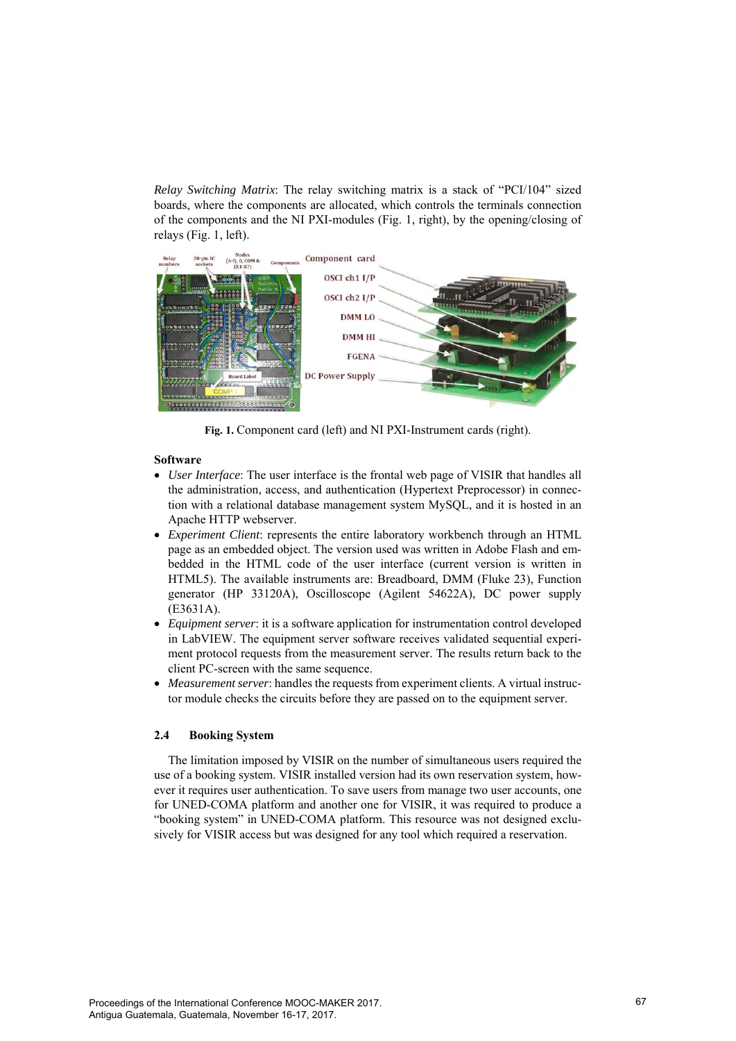*Relay Switching Matrix*: The relay switching matrix is a stack of "PCI/104" sized boards, where the components are allocated, which controls the terminals connection of the components and the NI PXI-modules (Fig. 1, right), by the opening/closing of relays (Fig. 1, left).

**Fig. 1.** Component card (left) and NI PXI-Instrument cards (right).

**Software**

- *User Interface*: The user interface is the frontal web page of VISIR that handles all the administration, access, and authentication (Hypertext Preprocessor) in connection with a relational database management system MySQL, and it is hosted in an Apache HTTP webserver.
- *Experiment Client*: represents the entire laboratory workbench through an HTML page as an embedded object. The version used was written in Adobe Flash and embedded in the HTML code of the user interface (current version is written in HTML5). The available instruments are: Breadboard, DMM (Fluke 23), Function generator (HP 33120A), Oscilloscope (Agilent 54622A), DC power supply (E3631A).
- *Equipment server*: it is a software application for instrumentation control developed in LabVIEW. The equipment server software receives validated sequential experiment protocol requests from the measurement server. The results return back to the client PC-screen with the same sequence.
- *Measurement server*: handles the requests from experiment clients. A virtual instructor module checks the circuits before they are passed on to the equipment server.

### 2.4 Booking System

The limitation imposed by VISIR on the number of simultaneous users required the use of a booking system. VISIR installed version had its own reservation system, however it requires user authentication. To save users from manage two user accounts, one for UNED-COMA platform and another one for VISIR, it was required to produce a "booking system" in UNED-COMA platform. This resource was not designed exclusively for VISIR access but was designed for any tool which required a reservation.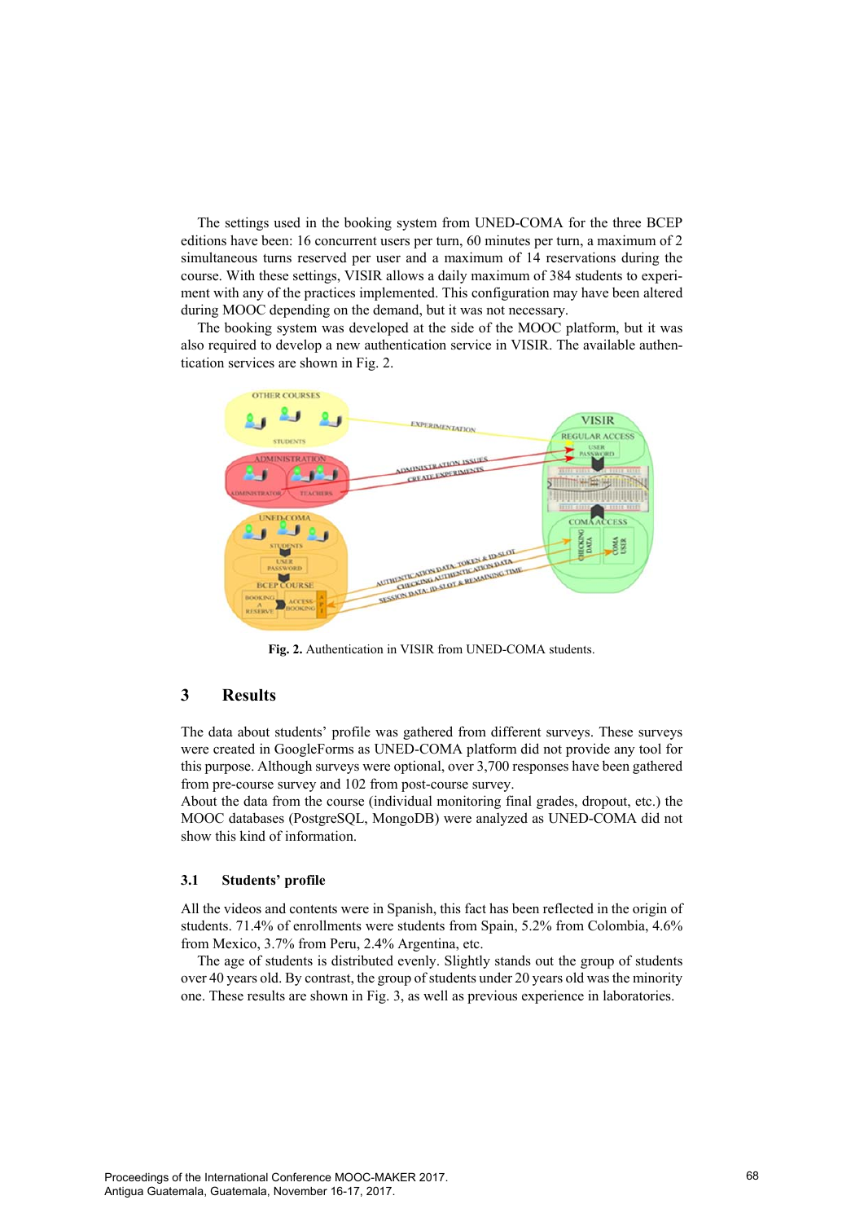The settings used in the booking system from UNED-COMA for the three BCEP editions have been: 16 concurrent users per turn, 60 minutes per turn, a maximum of 2 simultaneous turns reserved per user and a maximum of 14 reservations during the course. With these settings, VISIR allows a daily maximum of 384 students to experiment with any of the practices implemented. This configuration may have been altered during MOOC depending on the demand, but it was not necessary.

The booking system was developed at the side of the MOOC platform, but it was also required to develop a new authentication service in VISIR. The available authentication services are shown in Fig. 2.

**Fig. 2.** Authentication in VISIR from UNED-COMA students.

## 3 Results

The data about students' profile was gathered from different surveys. These surveys were created in GoogleForms as UNED-COMA platform did not provide any tool for this purpose. Although surveys were optional, over 3,700 responses have been gathered from pre-course survey and 102 from post-course survey.

About the data from the course (individual monitoring final grades, dropout, etc.) the MOOC databases (PostgreSQL, MongoDB) were analyzed as UNED-COMA did not show this kind of information.

### 3.1 Students' profile

All the videos and contents were in Spanish, this fact has been reflected in the origin of students. 71.4% of enrollments were students from Spain, 5.2% from Colombia, 4.6% from Mexico, 3.7% from Peru, 2.4% Argentina, etc.

The age of students is distributed evenly. Slightly stands out the group of students over 40 years old. By contrast, the group of students under 20 years old was the minority one. These results are shown in Fig. 3, as well as previous experience in laboratories.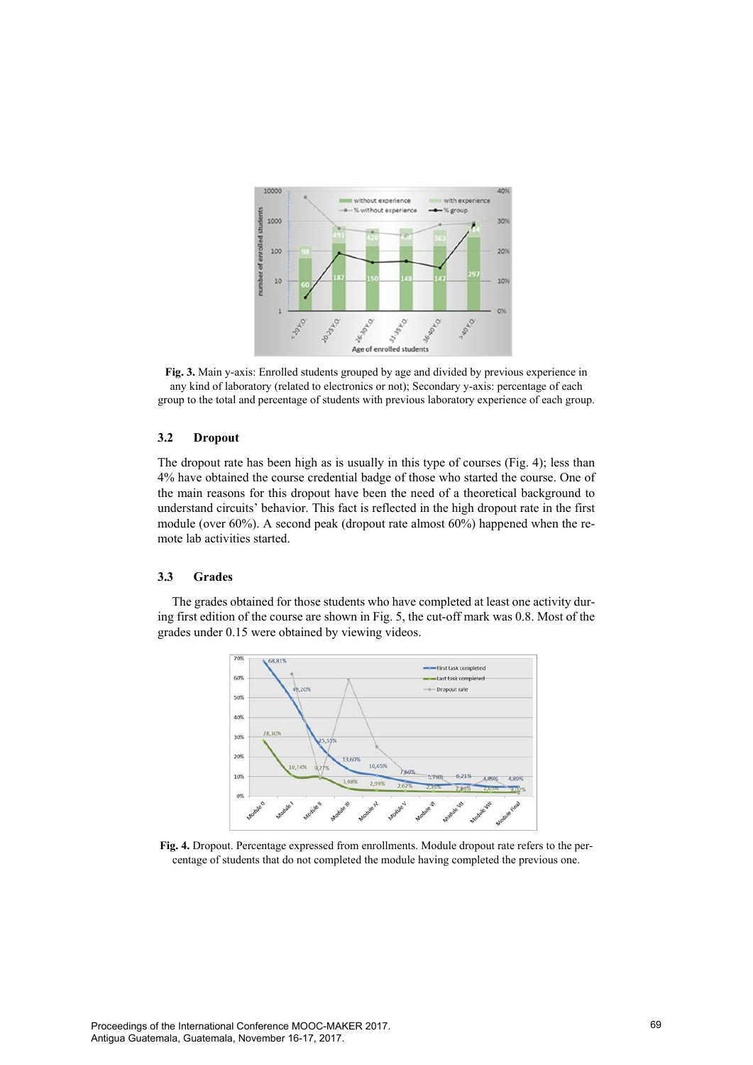**Fig. 3.** Main y-axis: Enrolled students grouped by age and divided by previous experience in any kind of laboratory (related to electronics or not); Secondary y-axis: percentage of each group to the total and percentage of students with previous laboratory experience of each group.

### 3.2 Dropout

The dropout rate has been high as is usually in this type of courses (Fig. 4); less than 4% have obtained the course credential badge of those who started the course. One of the main reasons for this dropout have been the need of a theoretical background to understand circuits' behavior. This fact is reflected in the high dropout rate in the first module (over 60%). A second peak (dropout rate almost 60%) happened when the remote lab activities started.

### 3.3 Grades

The grades obtained for those students who have completed at least one activity during first edition of the course are shown in Fig. 5, the cut-off mark was 0.8. Most of the grades under 0.15 were obtained by viewing videos.

**Fig. 4.** Dropout. Percentage expressed from enrollments. Module dropout rate refers to the percentage of students that do not completed the module having completed the previous one.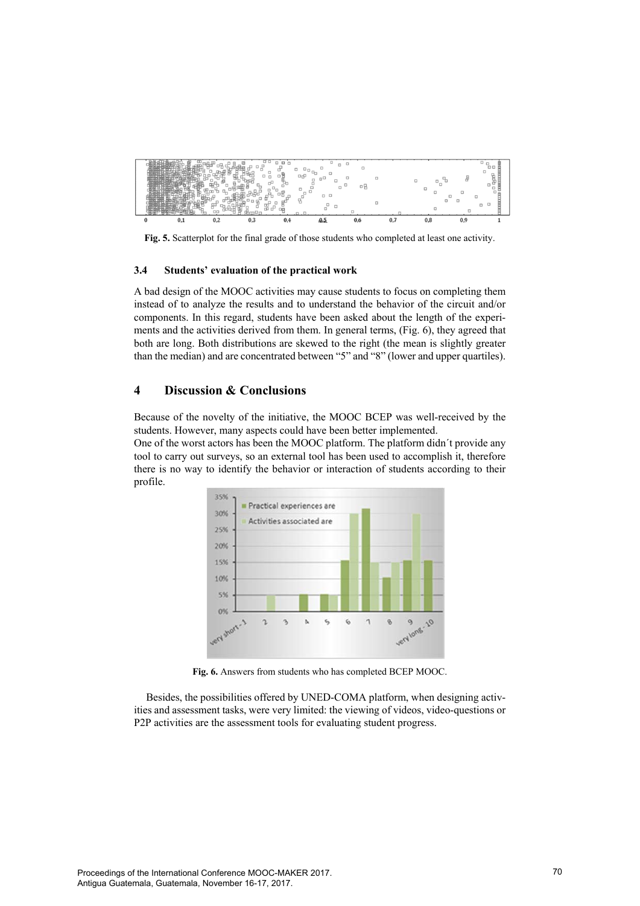**Fig. 5.** Scatterplot for the final grade of those students who completed at least one activity.

### 3.4 Students' evaluation of the practical work

A bad design of the MOOC activities may cause students to focus on completing them instead of to analyze the results and to understand the behavior of the circuit and/or components. In this regard, students have been asked about the length of the experiments and the activities derived from them. In general terms, (Fig. 6), they agreed that both are long. Both distributions are skewed to the right (the mean is slightly greater than the median) and are concentrated between "5" and "8" (lower and upper quartiles).

## 4 Discussion & Conclusions

Because of the novelty of the initiative, the MOOC BCEP was well-received by the students. However, many aspects could have been better implemented.

One of the worst actors has been the MOOC platform. The platform didn´t provide any tool to carry out surveys, so an external tool has been used to accomplish it, therefore there is no way to identify the behavior or interaction of students according to their profile.

**Fig. 6.** Answers from students who has completed BCEP MOOC.

Besides, the possibilities offered by UNED-COMA platform, when designing activities and assessment tasks, were very limited: the viewing of videos, video-questions or P2P activities are the assessment tools for evaluating student progress.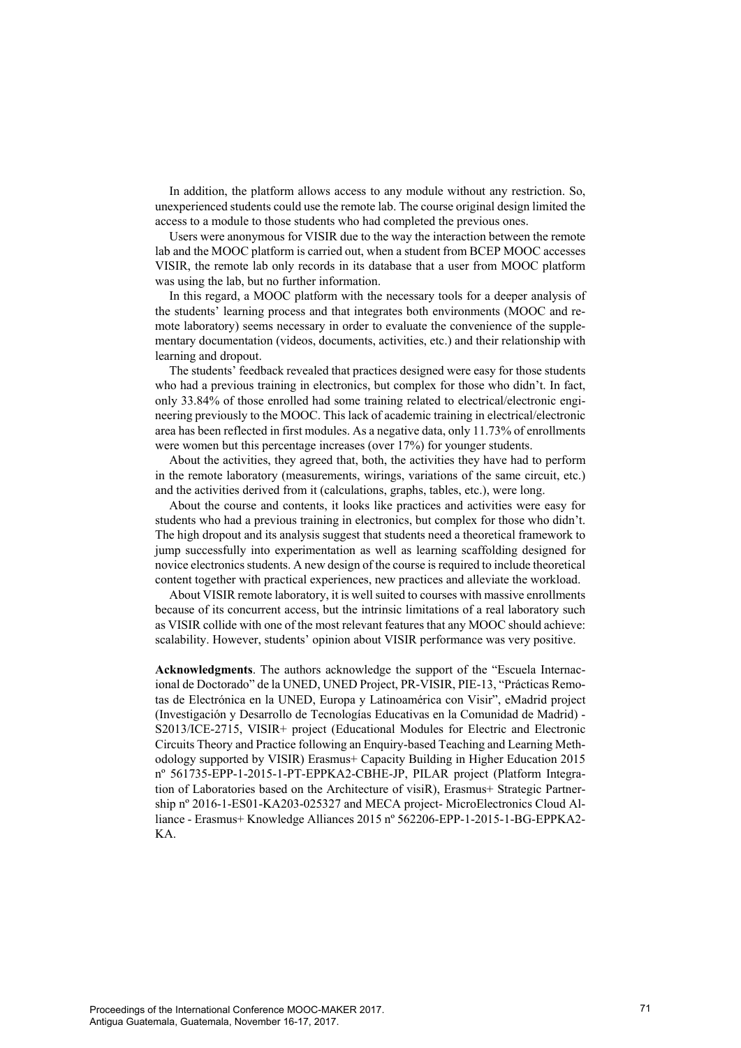In addition, the platform allows access to any module without any restriction. So, unexperienced students could use the remote lab. The course original design limited the access to a module to those students who had completed the previous ones.

Users were anonymous for VISIR due to the way the interaction between the remote lab and the MOOC platform is carried out, when a student from BCEP MOOC accesses VISIR, the remote lab only records in its database that a user from MOOC platform was using the lab, but no further information.

In this regard, a MOOC platform with the necessary tools for a deeper analysis of the students' learning process and that integrates both environments (MOOC and remote laboratory) seems necessary in order to evaluate the convenience of the supplementary documentation (videos, documents, activities, etc.) and their relationship with learning and dropout.

The students' feedback revealed that practices designed were easy for those students who had a previous training in electronics, but complex for those who didn't. In fact, only 33.84% of those enrolled had some training related to electrical/electronic engineering previously to the MOOC. This lack of academic training in electrical/electronic area has been reflected in first modules. As a negative data, only 11.73% of enrollments were women but this percentage increases (over 17%) for younger students.

About the activities, they agreed that, both, the activities they have had to perform in the remote laboratory (measurements, wirings, variations of the same circuit, etc.) and the activities derived from it (calculations, graphs, tables, etc.), were long.

About the course and contents, it looks like practices and activities were easy for students who had a previous training in electronics, but complex for those who didn't. The high dropout and its analysis suggest that students need a theoretical framework to jump successfully into experimentation as well as learning scaffolding designed for novice electronics students. A new design of the course is required to include theoretical content together with practical experiences, new practices and alleviate the workload.

About VISIR remote laboratory, it is well suited to courses with massive enrollments because of its concurrent access, but the intrinsic limitations of a real laboratory such as VISIR collide with one of the most relevant features that any MOOC should achieve: scalability. However, students' opinion about VISIR performance was very positive.

**Acknowledgments**. The authors acknowledge the support of the "Escuela Internacional de Doctorado" de la UNED, UNED Project, PR-VISIR, PIE-13, "Prácticas Remotas de Electrónica en la UNED, Europa y Latinoamérica con Visir", eMadrid project (Investigación y Desarrollo de Tecnologías Educativas en la Comunidad de Madrid) - S2013/ICE-2715, VISIR+ project (Educational Modules for Electric and Electronic Circuits Theory and Practice following an Enquiry-based Teaching and Learning Methodology supported by VISIR) Erasmus+ Capacity Building in Higher Education 2015 nº 561735-EPP-1-2015-1-PT-EPPKA2-CBHE-JP, PILAR project (Platform Integration of Laboratories based on the Architecture of visiR), Erasmus+ Strategic Partnership nº 2016-1-ES01-KA203-025327 and MECA project- MicroElectronics Cloud Alliance - Erasmus+ Knowledge Alliances 2015 nº 562206-EPP-1-2015-1-BG-EPPKA2-KA.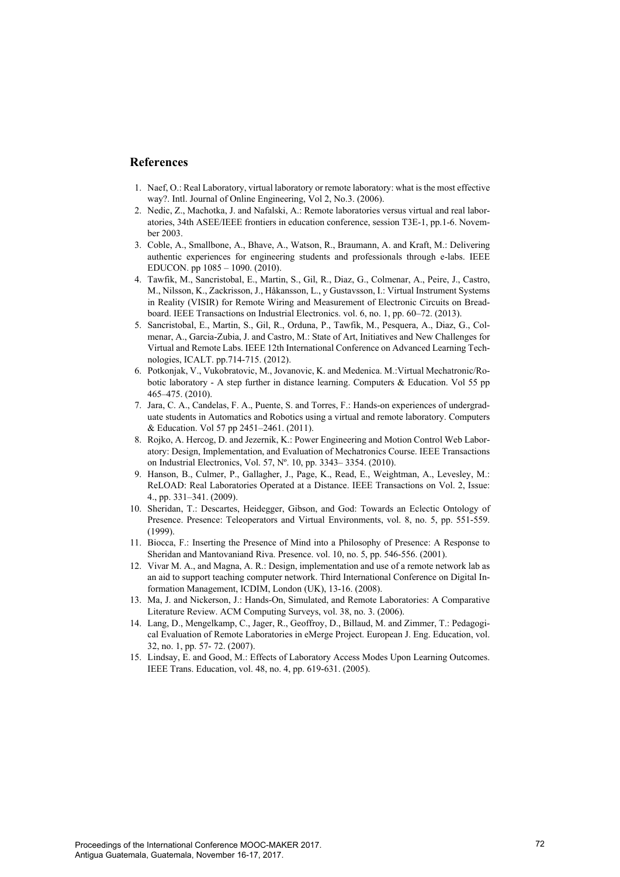## References

1. Naef, O.: Real Laboratory, virtual laboratory or remote laboratory: what is the most effective way?. Intl. Journal of Online Engineering, Vol 2, No.3. (2006).
2. Nedic, Z., Machotka, J. and Nafalski, A.: Remote laboratories versus virtual and real laboratories, 34th ASEE/IEEE frontiers in education conference, session T3E-1, pp.1-6. November 2003.
3. Coble, A., Smallbone, A., Bhave, A., Watson, R., Braumann, A. and Kraft, M.: Delivering authentic experiences for engineering students and professionals through e-labs. IEEE EDUCON. pp 1085 – 1090. (2010).
4. Tawfik, M., Sancristobal, E., Martin, S., Gil, R., Diaz, G., Colmenar, A., Peire, J., Castro, M., Nilsson, K., Zackrisson, J., Håkansson, L., y Gustavsson, I.: Virtual Instrument Systems in Reality (VISIR) for Remote Wiring and Measurement of Electronic Circuits on Breadboard. IEEE Transactions on Industrial Electronics. vol. 6, no. 1, pp. 60–72. (2013).
5. Sancristobal, E., Martin, S., Gil, R., Orduna, P., Tawfik, M., Pesquera, A., Diaz, G., Colmenar, A., Garcia-Zubia, J. and Castro, M.: State of Art, Initiatives and New Challenges for Virtual and Remote Labs. IEEE 12th International Conference on Advanced Learning Technologies, ICALT. pp.714-715. (2012).
6. Potkonjak, V., Vukobratovic, M., Jovanovic, K. and Medenica. M.:Virtual Mechatronic/Robotic laboratory - A step further in distance learning. Computers & Education. Vol 55 pp 465–475. (2010).
7. Jara, C. A., Candelas, F. A., Puente, S. and Torres, F.: Hands-on experiences of undergraduate students in Automatics and Robotics using a virtual and remote laboratory. Computers & Education. Vol 57 pp 2451–2461. (2011).
8. Rojko, A. Hercog, D. and Jezernik, K.: Power Engineering and Motion Control Web Laboratory: Design, Implementation, and Evaluation of Mechatronics Course. IEEE Transactions on Industrial Electronics, Vol. 57, Nº. 10, pp. 3343– 3354. (2010).
9. Hanson, B., Culmer, P., Gallagher, J., Page, K., Read, E., Weightman, A., Levesley, M.: ReLOAD: Real Laboratories Operated at a Distance. IEEE Transactions on Vol. 2, Issue: 4., pp. 331–341. (2009).
10. Sheridan, T.: Descartes, Heidegger, Gibson, and God: Towards an Eclectic Ontology of Presence. Presence: Teleoperators and Virtual Environments, vol. 8, no. 5, pp. 551-559. (1999).
11. Biocca, F.: Inserting the Presence of Mind into a Philosophy of Presence: A Response to Sheridan and Mantovaniand Riva. Presence. vol. 10, no. 5, pp. 546-556. (2001).
12. Vivar M. A., and Magna, A. R.: Design, implementation and use of a remote network lab as an aid to support teaching computer network. Third International Conference on Digital Information Management, ICDIM, London (UK), 13-16. (2008).
13. Ma, J. and Nickerson, J.: Hands-On, Simulated, and Remote Laboratories: A Comparative Literature Review. ACM Computing Surveys, vol. 38, no. 3. (2006).
14. Lang, D., Mengelkamp, C., Jager, R., Geoffroy, D., Billaud, M. and Zimmer, T.: Pedagogical Evaluation of Remote Laboratories in eMerge Project. European J. Eng. Education, vol. 32, no. 1, pp. 57- 72. (2007).
15. Lindsay, E. and Good, M.: Effects of Laboratory Access Modes Upon Learning Outcomes. IEEE Trans. Education, vol. 48, no. 4, pp. 619-631. (2005).